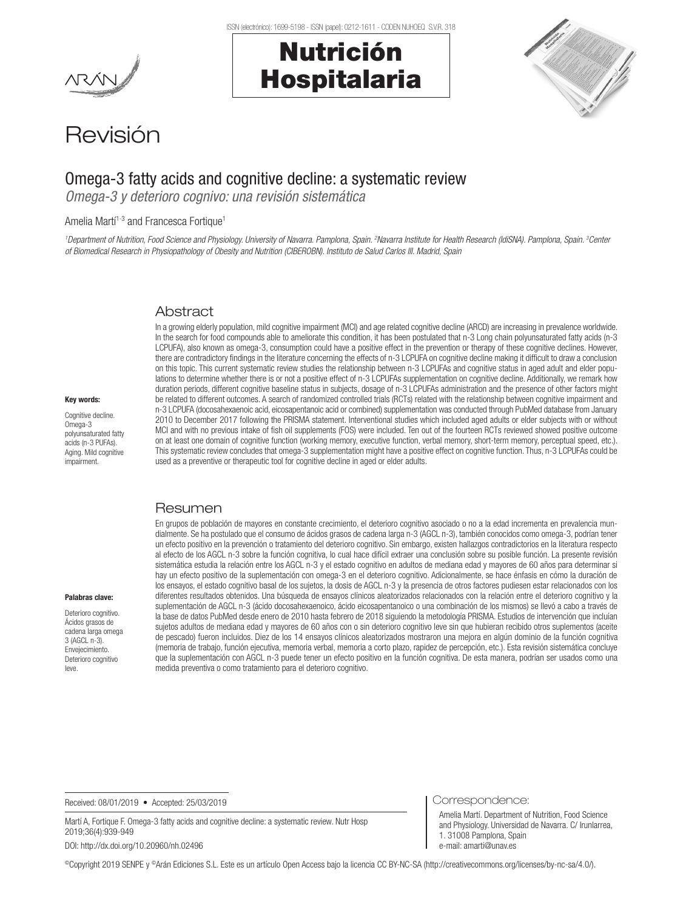# Revisión

## Omega-3 fatty acids and cognitive decline: a systematic review

*Omega-3 y deterioro cognivo: una revisión sistemática*

Amelia Martí[1-3] and Francesca Fortique[1]

[1]*Department of Nutrition, Food Science and Physiology. University of Navarra. Pamplona, Spain.* [2]*Navarra Institute for Health Research (IdiSNA). Pamplona, Spain.* [3]*Center of Biomedical Research in Physiopathology of Obesity and Nutrition (CIBEROBN). Instituto de Salud Carlos III. Madrid, Spain*

### Abstract

In a growing elderly population, mild cognitive impairment (MCI) and age related cognitive decline (ARCD) are increasing in prevalence worldwide. In the search for food compounds able to ameliorate this condition, it has been postulated that n-3 Long chain polyunsaturated fatty acids (n-3 LCPUFA), also known as omega-3, consumption could have a positive effect in the prevention or therapy of these cognitive declines. However, there are contradictory findings in the literature concerning the effects of n-3 LCPUFA on cognitive decline making it difficult to draw a conclusion on this topic. This current systematic review studies the relationship between n-3 LCPUFAs and cognitive status in aged adult and elder populations to determine whether there is or not a positive effect of n-3 LCPUFAs supplementation on cognitive decline. Additionally, we remark how duration periods, different cognitive baseline status in subjects, dosage of n-3 LCPUFAs administration and the presence of other factors might be related to different outcomes. A search of randomized controlled trials (RCTs) related with the relationship between cognitive impairment and n-3 LCPUFA (docosahexaenoic acid, eicosapentanoic acid or combined) supplementation was conducted through PubMed database from January 2010 to December 2017 following the PRISMA statement. Interventional studies which included aged adults or elder subjects with or without MCI and with no previous intake of fish oil supplements (FOS) were included. Ten out of the fourteen RCTs reviewed showed positive outcome on at least one domain of cognitive function (working memory, executive function, verbal memory, short-term memory, perceptual speed, etc.). This systematic review concludes that omega-3 supplementation might have a positive effect on cognitive function. Thus, n-3 LCPUFAs could be used as a preventive or therapeutic tool for cognitive decline in aged or elder adults.

**Key words:**

Cognitive decline. Omega-3 polyunsaturated fatty acids (n-3 PUFAs). Aging. Mild cognitive impairment.

### Resumen

En grupos de población de mayores en constante crecimiento, el deterioro cognitivo asociado o no a la edad incrementa en prevalencia mundialmente. Se ha postulado que el consumo de ácidos grasos de cadena larga n-3 (AGCL n-3), también conocidos como omega-3, podrían tener un efecto positivo en la prevención o tratamiento del deterioro cognitivo. Sin embargo, existen hallazgos contradictorios en la literatura respecto al efecto de los AGCL n-3 sobre la función cognitiva, lo cual hace difícil extraer una conclusión sobre su posible función. La presente revisión sistemática estudia la relación entre los AGCL n-3 y el estado cognitivo en adultos de mediana edad y mayores de 60 años para determinar si hay un efecto positivo de la suplementación con omega-3 en el deterioro cognitivo. Adicionalmente, se hace énfasis en cómo la duración de los ensayos, el estado cognitivo basal de los sujetos, la dosis de AGCL n-3 y la presencia de otros factores pudiesen estar relacionados con los diferentes resultados obtenidos. Una búsqueda de ensayos clínicos aleatorizados relacionados con la relación entre el deterioro cognitivo y la suplementación de AGCL n-3 (ácido docosahexaenoico, ácido eicosapentanoico o una combinación de los mismos) se llevó a cabo a través de la base de datos PubMed desde enero de 2010 hasta febrero de 2018 siguiendo la metodología PRISMA. Estudios de intervención que incluían sujetos adultos de mediana edad y mayores de 60 años con o sin deterioro cognitivo leve sin que hubieran recibido otros suplementos (aceite de pescado) fueron incluidos. Diez de los 14 ensayos clínicos aleatorizados mostraron una mejora en algún dominio de la función cognitiva (memoria de trabajo, función ejecutiva, memoria verbal, memoria a corto plazo, rapidez de percepción, etc.). Esta revisión sistemática concluye que la suplementación con AGCL n-3 puede tener un efecto positivo en la función cognitiva. De esta manera, podrían ser usados como una medida preventiva o como tratamiento para el deterioro cognitivo.

**Palabras clave:**

Deterioro cognitivo. Ácidos grasos de cadena larga omega 3 (AGCL n-3). Envejecimiento. Deterioro cognitivo leve.

Received: 08/01/2019 • Accepted: 25/03/2019

Martí A, Fortique F. Omega-3 fatty acids and cognitive decline: a systematic review. Nutr Hosp 2019;36(4):939-949

DOI: http://dx.doi.org/10.20960/nh.02496

Correspondence:

Amelia Martí. Department of Nutrition, Food Science and Physiology. Universidad de Navarra. C/ Irunlarrea, 1. 31008 Pamplona, Spain
e-mail: amarti@unav.es

©Copyright 2019 SENPE y ©Arán Ediciones S.L. Este es un artículo Open Access bajo la licencia CC BY-NC-SA (http://creativecommons.org/licenses/by-nc-sa/4.0/).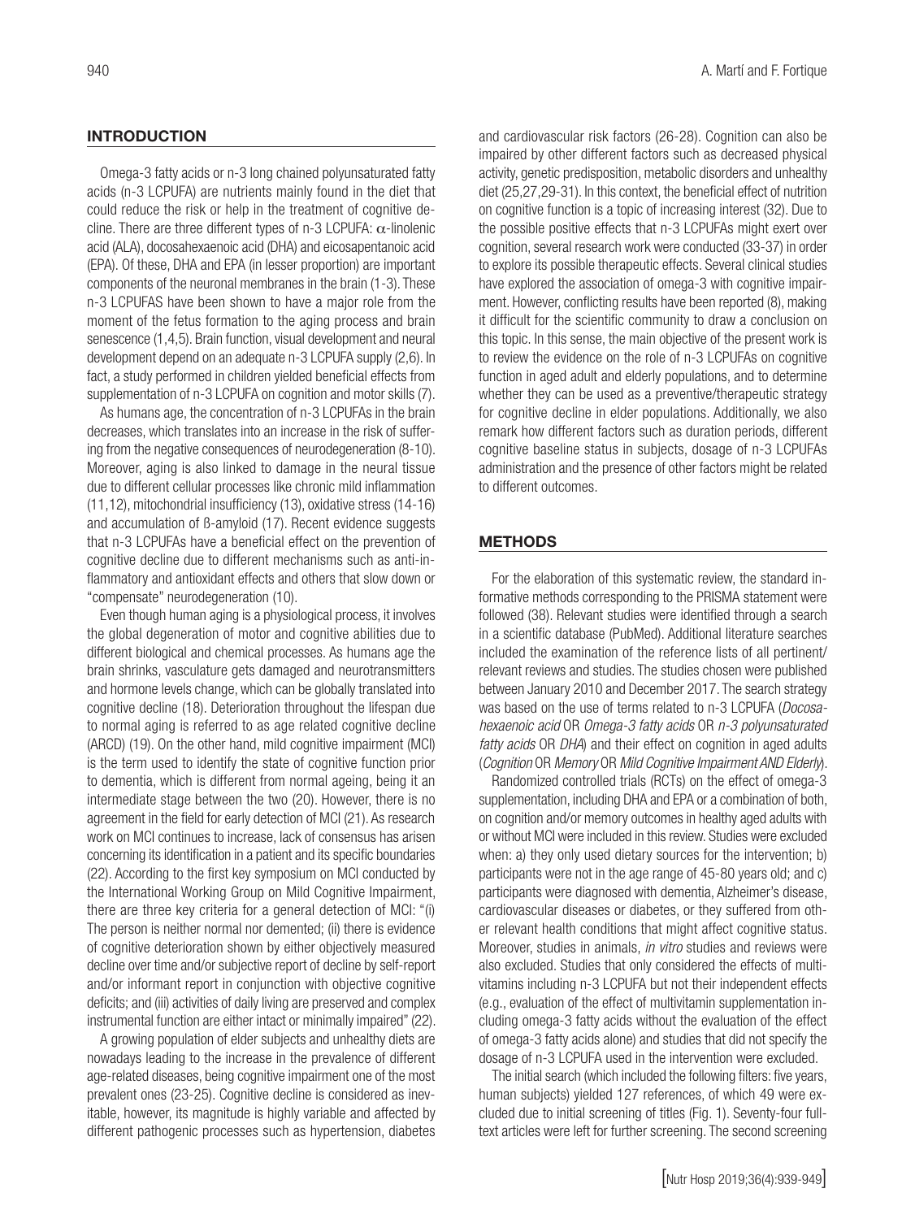## INTRODUCTION

Omega-3 fatty acids or n-3 long chained polyunsaturated fatty acids (n-3 LCPUFA) are nutrients mainly found in the diet that could reduce the risk or help in the treatment of cognitive decline. There are three different types of n-3 LCPUFA: $\alpha$-linolenic acid (ALA), docosahexaenoic acid (DHA) and eicosapentanoic acid (EPA). Of these, DHA and EPA (in lesser proportion) are important components of the neuronal membranes in the brain (1-3). These n-3 LCPUFAS have been shown to have a major role from the moment of the fetus formation to the aging process and brain senescence (1,4,5). Brain function, visual development and neural development depend on an adequate n-3 LCPUFA supply (2,6). In fact, a study performed in children yielded beneficial effects from supplementation of n-3 LCPUFA on cognition and motor skills (7).

As humans age, the concentration of n-3 LCPUFAs in the brain decreases, which translates into an increase in the risk of suffering from the negative consequences of neurodegeneration (8-10). Moreover, aging is also linked to damage in the neural tissue due to different cellular processes like chronic mild inflammation (11,12), mitochondrial insufficiency (13), oxidative stress (14-16) and accumulation of ß-amyloid (17). Recent evidence suggests that n-3 LCPUFAs have a beneficial effect on the prevention of cognitive decline due to different mechanisms such as anti-inflammatory and antioxidant effects and others that slow down or "compensate" neurodegeneration (10).

Even though human aging is a physiological process, it involves the global degeneration of motor and cognitive abilities due to different biological and chemical processes. As humans age the brain shrinks, vasculature gets damaged and neurotransmitters and hormone levels change, which can be globally translated into cognitive decline (18). Deterioration throughout the lifespan due to normal aging is referred to as age related cognitive decline (ARCD) (19). On the other hand, mild cognitive impairment (MCI) is the term used to identify the state of cognitive function prior to dementia, which is different from normal ageing, being it an intermediate stage between the two (20). However, there is no agreement in the field for early detection of MCI (21). As research work on MCI continues to increase, lack of consensus has arisen concerning its identification in a patient and its specific boundaries (22). According to the first key symposium on MCI conducted by the International Working Group on Mild Cognitive Impairment, there are three key criteria for a general detection of MCI: "(i) The person is neither normal nor demented; (ii) there is evidence of cognitive deterioration shown by either objectively measured decline over time and/or subjective report of decline by self-report and/or informant report in conjunction with objective cognitive deficits; and (iii) activities of daily living are preserved and complex instrumental function are either intact or minimally impaired" (22).

A growing population of elder subjects and unhealthy diets are nowadays leading to the increase in the prevalence of different age-related diseases, being cognitive impairment one of the most prevalent ones (23-25). Cognitive decline is considered as inevitable, however, its magnitude is highly variable and affected by different pathogenic processes such as hypertension, diabetes and cardiovascular risk factors (26-28). Cognition can also be impaired by other different factors such as decreased physical activity, genetic predisposition, metabolic disorders and unhealthy diet (25,27,29-31). In this context, the beneficial effect of nutrition on cognitive function is a topic of increasing interest (32). Due to the possible positive effects that n-3 LCPUFAs might exert over cognition, several research work were conducted (33-37) in order to explore its possible therapeutic effects. Several clinical studies have explored the association of omega-3 with cognitive impairment. However, conflicting results have been reported (8), making it difficult for the scientific community to draw a conclusion on this topic. In this sense, the main objective of the present work is to review the evidence on the role of n-3 LCPUFAs on cognitive function in aged adult and elderly populations, and to determine whether they can be used as a preventive/therapeutic strategy for cognitive decline in elder populations. Additionally, we also remark how different factors such as duration periods, different cognitive baseline status in subjects, dosage of n-3 LCPUFAs administration and the presence of other factors might be related to different outcomes.

## METHODS

For the elaboration of this systematic review, the standard informative methods corresponding to the PRISMA statement were followed (38). Relevant studies were identified through a search in a scientific database (PubMed). Additional literature searches included the examination of the reference lists of all pertinent/relevant reviews and studies. The studies chosen were published between January 2010 and December 2017. The search strategy was based on the use of terms related to n-3 LCPUFA (*Docosahexaenoic acid* OR *Omega-3 fatty acids* OR *n-3 polyunsaturated fatty acids* OR *DHA*) and their effect on cognition in aged adults (*Cognition* OR *Memory* OR *Mild Cognitive Impairment AND Elderly*).

Randomized controlled trials (RCTs) on the effect of omega-3 supplementation, including DHA and EPA or a combination of both, on cognition and/or memory outcomes in healthy aged adults with or without MCI were included in this review. Studies were excluded when: a) they only used dietary sources for the intervention; b) participants were not in the age range of 45-80 years old; and c) participants were diagnosed with dementia, Alzheimer's disease, cardiovascular diseases or diabetes, or they suffered from other relevant health conditions that might affect cognitive status. Moreover, studies in animals, *in vitro* studies and reviews were also excluded. Studies that only considered the effects of multivitamins including n-3 LCPUFA but not their independent effects (e.g., evaluation of the effect of multivitamin supplementation including omega-3 fatty acids without the evaluation of the effect of omega-3 fatty acids alone) and studies that did not specify the dosage of n-3 LCPUFA used in the intervention were excluded.

The initial search (which included the following filters: five years, human subjects) yielded 127 references, of which 49 were excluded due to initial screening of titles (Fig. 1). Seventy-four full-text articles were left for further screening. The second screening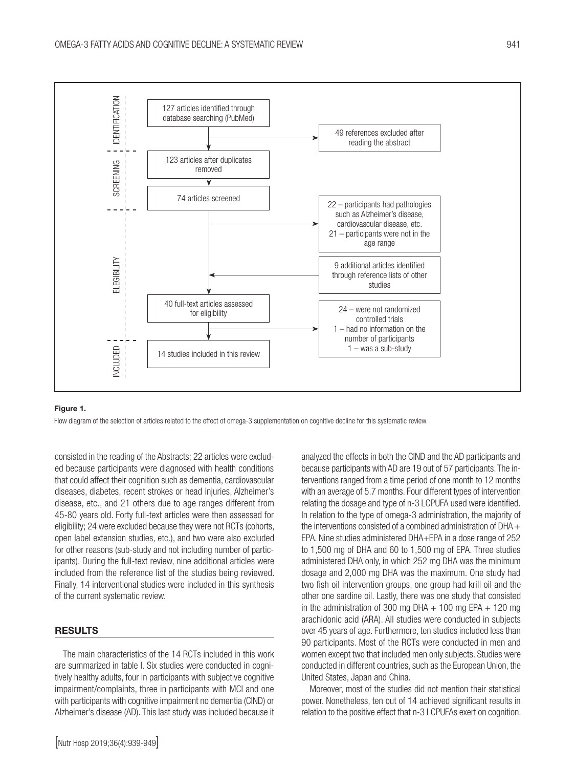IDENTIFICATION

SCREENING

ELEGIBILITY

INCLUDED

127 articles identified through database searching (PubMed)

49 references excluded after reading the abstract

123 articles after duplicates removed

74 articles screened

22 – participants had pathologies such as Alzheimer's disease, cardiovascular disease, etc.
21 – participants were not in the age range

9 additional articles identified through reference lists of other studies

40 full-text articles assessed for eligibility

24 – were not randomized controlled trials
1 – had no information on the number of participants
1 – was a sub-study

14 studies included in this review

**Figure 1.**

Flow diagram of the selection of articles related to the effect of omega-3 supplementation on cognitive decline for this systematic review.

consisted in the reading of the Abstracts; 22 articles were excluded because participants were diagnosed with health conditions that could affect their cognition such as dementia, cardiovascular diseases, diabetes, recent strokes or head injuries, Alzheimer's disease, etc., and 21 others due to age ranges different from 45-80 years old. Forty full-text articles were then assessed for eligibility; 24 were excluded because they were not RCTs (cohorts, open label extension studies, etc.), and two were also excluded for other reasons (sub-study and not including number of participants). During the full-text review, nine additional articles were included from the reference list of the studies being reviewed. Finally, 14 interventional studies were included in this synthesis of the current systematic review.

## RESULTS

The main characteristics of the 14 RCTs included in this work are summarized in table I. Six studies were conducted in cognitively healthy adults, four in participants with subjective cognitive impairment/complaints, three in participants with MCI and one with participants with cognitive impairment no dementia (CIND) or Alzheimer's disease (AD). This last study was included because it analyzed the effects in both the CIND and the AD participants and because participants with AD are 19 out of 57 participants. The interventions ranged from a time period of one month to 12 months with an average of 5.7 months. Four different types of intervention relating the dosage and type of n-3 LCPUFA used were identified. In relation to the type of omega-3 administration, the majority of the interventions consisted of a combined administration of DHA + EPA. Nine studies administered DHA+EPA in a dose range of 252 to 1,500 mg of DHA and 60 to 1,500 mg of EPA. Three studies administered DHA only, in which 252 mg DHA was the minimum dosage and 2,000 mg DHA was the maximum. One study had two fish oil intervention groups, one group had krill oil and the other one sardine oil. Lastly, there was one study that consisted in the administration of 300 mg DHA + 100 mg EPA + 120 mg arachidonic acid (ARA). All studies were conducted in subjects over 45 years of age. Furthermore, ten studies included less than 90 participants. Most of the RCTs were conducted in men and women except two that included men only subjects. Studies were conducted in different countries, such as the European Union, the United States, Japan and China.

Moreover, most of the studies did not mention their statistical power. Nonetheless, ten out of 14 achieved significant results in relation to the positive effect that n-3 LCPUFAs exert on cognition.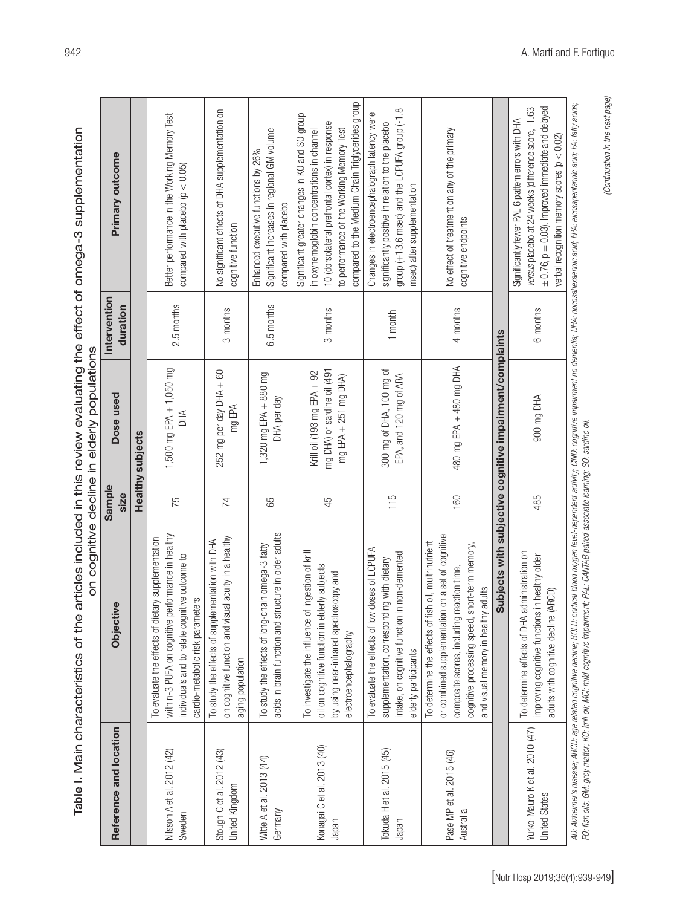**Table I.** Main characteristics of the articles included in this review evaluating the effect of omega-3 supplementation on cognitive decline in elderly populations

| Reference and location | Objective | Sample size | Dose used | Intervention duration | Primary outcome |
|---|---|---|---|---|---|
| **Healthy subjects** | | | | | |
| Nilsson A et al. 2012 (42) Sweden | To evaluate the effects of dietary supplementation with n-3 PUFA on cognitive performance in healthy individuals and to relate cognitive outcome to cardio-metabolic risk parameters | 75 | 1,500 mg EPA + 1,050 mg DHA | 2.5 months | Better performance in the Working Memory Test compared with placebo ($p < 0.05$) |
| Stough C et al. 2012 (43) United Kingdom | To study the effects of supplementation with DHA on cognitive function and visual acuity in a healthy aging population | 74 | 252 mg per day DHA + 60 mg EPA | 3 months | No significant effects of DHA supplementation on cognitive function |
| Witte A et al. 2013 (44) Germany | To study the effects of long-chain omega-3 fatty acids in brain function and structure in older adults | 65 | 1,320 mg EPA + 880 mg DHA per day | 6.5 months | Enhanced executive functions by 26% Significant increases in regional GM volume compared with placebo |
| Konagai C et al. 2013 (40) Japan | To investigate the influence of ingestion of krill oil on cognitive function in elderly subjects by using near-infrared spectroscopy and electroencephalography | 45 | Krill oil (193 mg EPA + 92 mg DHA) or sardine oil (491 mg EPA + 251 mg DHA) | 3 months | Significant greater changes in KO and SO group in oxyhemoglobin concentrations in channel 10 (dorsolateral prefrontal cortex) in response to performance of the Working Memory Test compared to the Medium Chain Triglycerides group |
| Tokuda H et al. 2015 (45) Japan | To evaluate the effects of low doses of LCPUFA supplementation, corresponding with dietary intake, on cognitive function in non-demented elderly participants | 115 | 300 mg of DHA, 100 mg of EPA, and 120 mg of ARA | 1 month | Changes in electroencephalograph latency were significantly positive in relation to the placebo group (+13.6 msec) and the LCPUFA group (-1.8 msec) after supplementation |
| Pase MP et al. 2015 (46) Australia | To determine the effects of fish oil, multinutrient or combined supplementation on a set of cognitive composite scores, including reaction time, cognitive processing speed, short-term memory, and visual memory in healthy adults | 160 | 480 mg EPA + 480 mg DHA | 4 months | No effect of treatment on any of the primary cognitive endpoints |
| **Subjects with subjective cognitive impairment/complaints** | | | | | |
| Yurko-Mauro K et al. 2010 (47) United States | To determine effects of DHA administration on improving cognitive functions in healthy older adults with cognitive decline (ARCD) | 485 | 900 mg DHA | 6 months | Significantly fewer PAL 6 pattern errors with DHA *versus* placebo at 24 weeks (difference score, -1.63 ± 0.76, $p = 0.03$). Improved immediate and delayed verbal recognition memory scores ($p < 0.02$) |

*AD: Alzheimer's disease; ARCD: age related cognitive decline; BOLD: cortical blood oxygen level-dependent activity; CIND: cognitive impairment no dementia; DHA: docosahexaenoic acid; EPA: eicosapentanoic acid; FA: fatty acids; FO: fish oils; GM: grey matter; KO: krill oil; MCI: mild cognitive impairment; PAL: CANTAB paired associate learning; SO: sardine oil.*

*(Continuation in the next page)*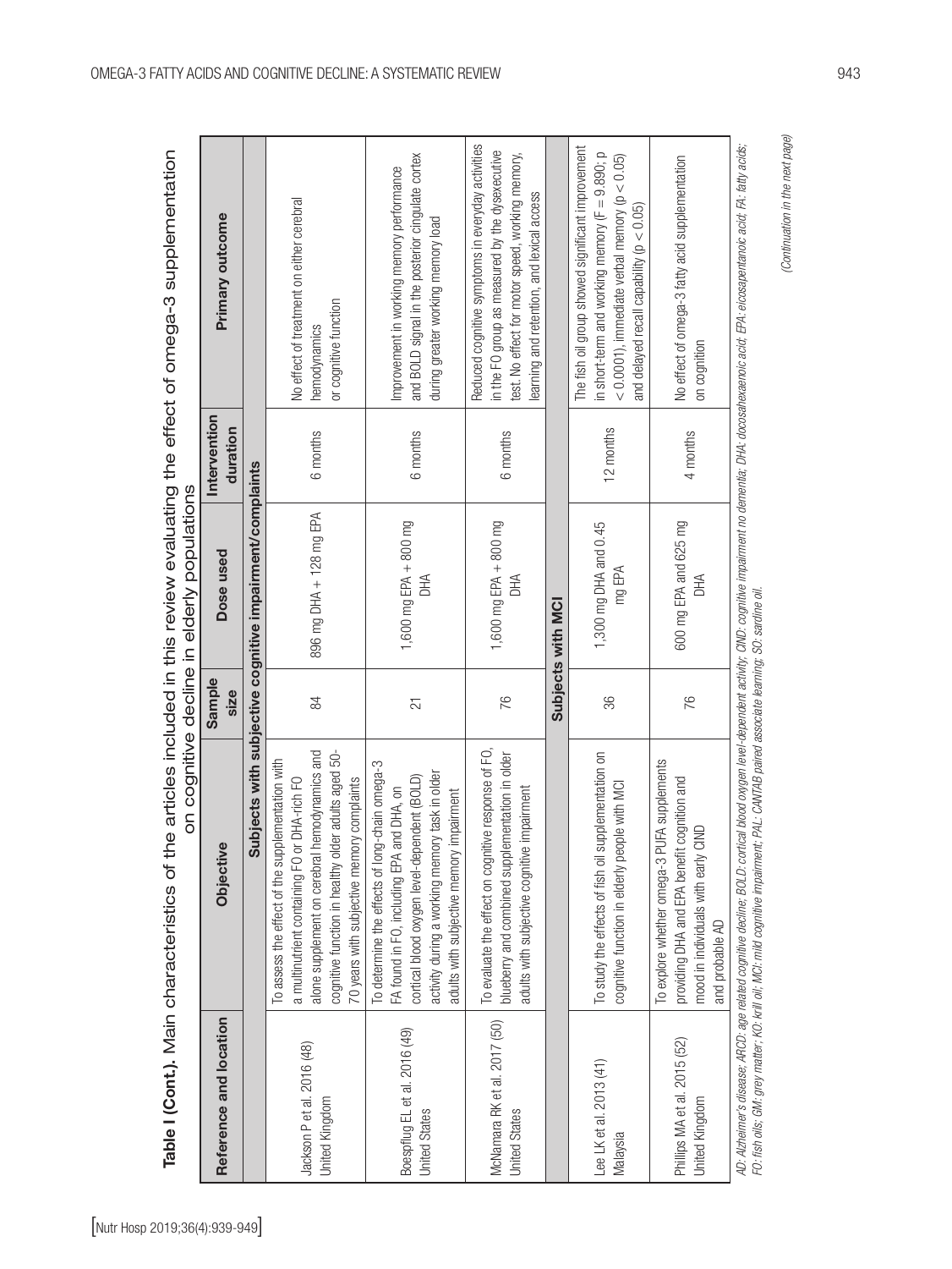**Table I (Cont.).** Main characteristics of the articles included in this review evaluating the effect of omega-3 supplementation on cognitive decline in elderly populations

| Reference and location | Objective | Sample size | Dose used | Intervention duration | Primary outcome |
|---|---|---|---|---|---|
| **Subjects with subjective cognitive impairment/complaints** | | | | | |
| Jackson P et al. 2016 (48) United Kingdom | To assess the effect of the supplementation with a multinutrient containing FO or DHA-rich FO alone supplement on cerebral hemodynamics and cognitive function in healthy older adults aged 50-70 years with subjective memory complaints | 84 | 896 mg DHA + 128 mg EPA | 6 months | No effect of treatment on either cerebral hemodynamics or cognitive function |
| Boespflug EL et al. 2016 (49) United States | To determine the effects of long-chain omega-3 FA found in FO, including EPA and DHA, on cortical blood oxygen level-dependent (BOLD) activity during a working memory task in older adults with subjective memory impairment | 21 | 1,600 mg EPA + 800 mg DHA | 6 months | Improvement in working memory performance and BOLD signal in the posterior cingulate cortex during greater working memory load |
| McNamara RK et al. 2017 (50) United States | To evaluate the effect on cognitive response of FO, blueberry and combined supplementation in older adults with subjective cognitive impairment | 76 | 1,600 mg EPA + 800 mg DHA | 6 months | Reduced cognitive symptoms in everyday activities in the FO group as measured by the dysexecutive test. No effect for motor speed, working memory, learning and retention, and lexical access |
| **Subjects with MCI** | | | | | |
| Lee LK et al. 2013 (41) Malaysia | To study the effects of fish oil supplementation on cognitive function in elderly people with MCI | 36 | 1,300 mg DHA and 0.45 mg EPA | 12 months | The fish oil group showed significant improvement in short-term and working memory ($F = 9.890$; $p < 0.0001$), immediate verbal memory ($p < 0.05$) and delayed recall capability ($p < 0.05$) |
| Phillips MA et al. 2015 (52) United Kingdom | To explore whether omega-3 PUFA supplements providing DHA and EPA benefit cognition and mood in individuals with early CIND and probable AD | 76 | 600 mg EPA and 625 mg DHA | 4 months | No effect of omega-3 fatty acid supplementation on cognition |

*AD: Alzheimer's disease; ARCD: age related cognitive decline; BOLD: cortical blood oxygen level-dependent activity; CIND: cognitive impairment no dementia; DHA: docosahexaenoic acid; EPA: eicosapentanoic acid; FA: fatty acids; FO: fish oils; GM: grey matter; KO: krill oil; MCI: mild cognitive impairment; PAL: CANTAB paired associate learning; SO: sardine oil.*

*(Continuation in the next page)*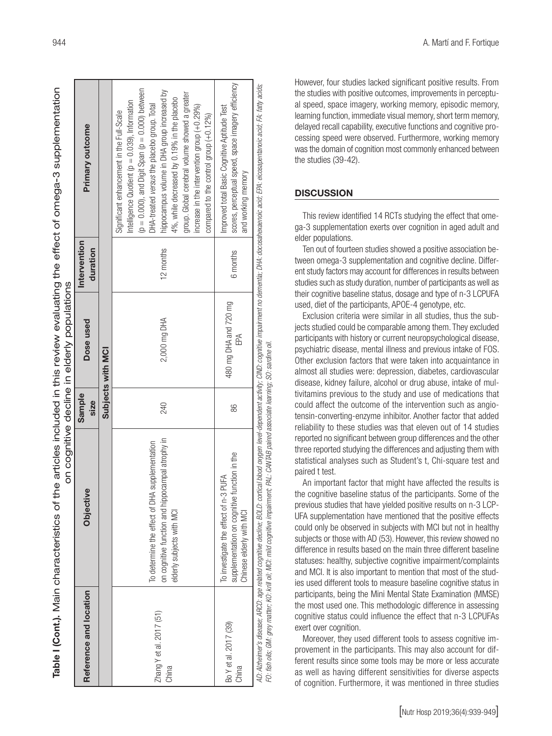**Table I (Cont.).** Main characteristics of the articles included in this review evaluating the effect of omega-3 supplementation on cognitive decline in elderly populations

| Reference and location | Objective | Sample size | Dose used | Intervention duration | Primary outcome |
|---|---|---|---|---|---|
| | | **Subjects with MCI** | | | |
| Zhang Y et al. 2017 (51) China | To determine the effect of DHA supplementation on cognitive function and hippocampal atrophy in elderly subjects with MCI | 240 | 2,000 mg DHA | 12 months | Significant enhancement in the Full-Scale Intelligence Quotient (p = 0.039), Information (p = 0.000), and Digit Span (p = 0.000) between DHA-treated *versus* the placebo group. Total hippocampus volume in DHA group increased by 4%, while decreased by 0.19% in the placebo group. Global cerebral volume showed a greater increase in the intervention group (+0.29%) compared to the control group (+0.12%) |
| Bo Y et al. 2017 (39) China | To investigate the effect of n-3 PUFA supplementation on cognitive function in the Chinese elderly with MCI | 86 | 480 mg DHA and 720 mg EPA | 6 months | Improved total Basic Cognitive Aptitude Test scores, perceptual speed, space imagery efficiency and working memory |

*AD: Alzheimer's disease; ARCD: age related cognitive decline; BOLD: cortical blood oxygen level-dependent activity; CIND: cognitive impairment no dementia; DHA: docosahexaenoic acid; EPA: eicosapentanoic acid; FA: fatty acids; FO: fish oils; GM: grey matter; KO: krill oil; MCI: mild cognitive impairment; PAL: CANTAB paired associate learning; SO: sardine oil.*

However, four studies lacked significant positive results. From the studies with positive outcomes, improvements in perceptual speed, space imagery, working memory, episodic memory, learning function, immediate visual memory, short term memory, delayed recall capability, executive functions and cognitive processing speed were observed. Furthermore, working memory was the domain of cognition most commonly enhanced between the studies (39-42).

## DISCUSSION

This review identified 14 RCTs studying the effect that omega-3 supplementation exerts over cognition in aged adult and elder populations.

Ten out of fourteen studies showed a positive association between omega-3 supplementation and cognitive decline. Different study factors may account for differences in results between studies such as study duration, number of participants as well as their cognitive baseline status, dosage and type of n-3 LCPUFA used, diet of the participants, APOE-4 genotype, etc.

Exclusion criteria were similar in all studies, thus the subjects studied could be comparable among them. They excluded participants with history or current neuropsychological disease, psychiatric disease, mental illness and previous intake of FOS. Other exclusion factors that were taken into acquaintance in almost all studies were: depression, diabetes, cardiovascular disease, kidney failure, alcohol or drug abuse, intake of multivitamins previous to the study and use of medications that could affect the outcome of the intervention such as angiotensin-converting-enzyme inhibitor. Another factor that added reliability to these studies was that eleven out of 14 studies reported no significant between group differences and the other three reported studying the differences and adjusting them with statistical analyses such as Student's t, Chi-square test and paired t test.

An important factor that might have affected the results is the cognitive baseline status of the participants. Some of the previous studies that have yielded positive results on n-3 LCPUFA supplementation have mentioned that the positive effects could only be observed in subjects with MCI but not in healthy subjects or those with AD (53). However, this review showed no difference in results based on the main three different baseline statuses: healthy, subjective cognitive impairment/complaints and MCI. It is also important to mention that most of the studies used different tools to measure baseline cognitive status in participants, being the Mini Mental State Examination (MMSE) the most used one. This methodologic difference in assessing cognitive status could influence the effect that n-3 LCPUFAs exert over cognition.

Moreover, they used different tools to assess cognitive improvement in the participants. This may also account for different results since some tools may be more or less accurate as well as having different sensitivities for diverse aspects of cognition. Furthermore, it was mentioned in three studies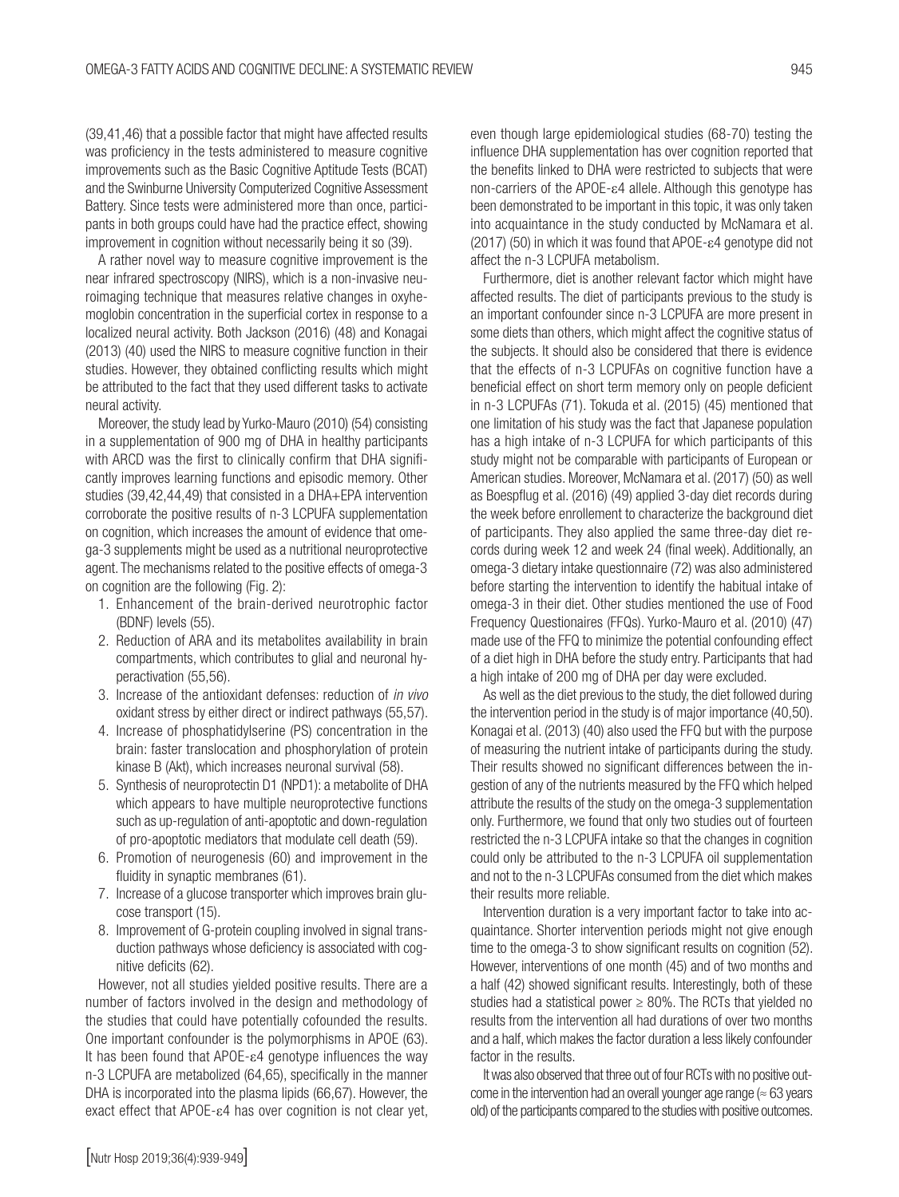(39,41,46) that a possible factor that might have affected results was proficiency in the tests administered to measure cognitive improvements such as the Basic Cognitive Aptitude Tests (BCAT) and the Swinburne University Computerized Cognitive Assessment Battery. Since tests were administered more than once, participants in both groups could have had the practice effect, showing improvement in cognition without necessarily being it so (39).

A rather novel way to measure cognitive improvement is the near infrared spectroscopy (NIRS), which is a non-invasive neuroimaging technique that measures relative changes in oxyhemoglobin concentration in the superficial cortex in response to a localized neural activity. Both Jackson (2016) (48) and Konagai (2013) (40) used the NIRS to measure cognitive function in their studies. However, they obtained conflicting results which might be attributed to the fact that they used different tasks to activate neural activity.

Moreover, the study lead by Yurko-Mauro (2010) (54) consisting in a supplementation of 900 mg of DHA in healthy participants with ARCD was the first to clinically confirm that DHA significantly improves learning functions and episodic memory. Other studies (39,42,44,49) that consisted in a DHA+EPA intervention corroborate the positive results of n-3 LCPUFA supplementation on cognition, which increases the amount of evidence that omega-3 supplements might be used as a nutritional neuroprotective agent. The mechanisms related to the positive effects of omega-3 on cognition are the following (Fig. 2):

1. Enhancement of the brain-derived neurotrophic factor (BDNF) levels (55).
2. Reduction of ARA and its metabolites availability in brain compartments, which contributes to glial and neuronal hyperactivation (55,56).
3. Increase of the antioxidant defenses: reduction of *in vivo* oxidant stress by either direct or indirect pathways (55,57).
4. Increase of phosphatidylserine (PS) concentration in the brain: faster translocation and phosphorylation of protein kinase B (Akt), which increases neuronal survival (58).
5. Synthesis of neuroprotectin D1 (NPD1): a metabolite of DHA which appears to have multiple neuroprotective functions such as up-regulation of anti-apoptotic and down-regulation of pro-apoptotic mediators that modulate cell death (59).
6. Promotion of neurogenesis (60) and improvement in the fluidity in synaptic membranes (61).
7. Increase of a glucose transporter which improves brain glucose transport (15).
8. Improvement of G-protein coupling involved in signal transduction pathways whose deficiency is associated with cognitive deficits (62).

However, not all studies yielded positive results. There are a number of factors involved in the design and methodology of the studies that could have potentially cofounded the results. One important confounder is the polymorphisms in APOE (63). It has been found that APOE-ε4 genotype influences the way n-3 LCPUFA are metabolized (64,65), specifically in the manner DHA is incorporated into the plasma lipids (66,67). However, the exact effect that APOE-ε4 has over cognition is not clear yet, even though large epidemiological studies (68-70) testing the influence DHA supplementation has over cognition reported that the benefits linked to DHA were restricted to subjects that were non-carriers of the APOE-ε4 allele. Although this genotype has been demonstrated to be important in this topic, it was only taken into acquaintance in the study conducted by McNamara et al. (2017) (50) in which it was found that APOE-ε4 genotype did not affect the n-3 LCPUFA metabolism.

Furthermore, diet is another relevant factor which might have affected results. The diet of participants previous to the study is an important confounder since n-3 LCPUFA are more present in some diets than others, which might affect the cognitive status of the subjects. It should also be considered that there is evidence that the effects of n-3 LCPUFAs on cognitive function have a beneficial effect on short term memory only on people deficient in n-3 LCPUFAs (71). Tokuda et al. (2015) (45) mentioned that one limitation of his study was the fact that Japanese population has a high intake of n-3 LCPUFA for which participants of this study might not be comparable with participants of European or American studies. Moreover, McNamara et al. (2017) (50) as well as Boespflug et al. (2016) (49) applied 3-day diet records during the week before enrollement to characterize the background diet of participants. They also applied the same three-day diet records during week 12 and week 24 (final week). Additionally, an omega-3 dietary intake questionnaire (72) was also administered before starting the intervention to identify the habitual intake of omega-3 in their diet. Other studies mentioned the use of Food Frequency Questionaires (FFQs). Yurko-Mauro et al. (2010) (47) made use of the FFQ to minimize the potential confounding effect of a diet high in DHA before the study entry. Participants that had a high intake of 200 mg of DHA per day were excluded.

As well as the diet previous to the study, the diet followed during the intervention period in the study is of major importance (40,50). Konagai et al. (2013) (40) also used the FFQ but with the purpose of measuring the nutrient intake of participants during the study. Their results showed no significant differences between the ingestion of any of the nutrients measured by the FFQ which helped attribute the results of the study on the omega-3 supplementation only. Furthermore, we found that only two studies out of fourteen restricted the n-3 LCPUFA intake so that the changes in cognition could only be attributed to the n-3 LCPUFA oil supplementation and not to the n-3 LCPUFAs consumed from the diet which makes their results more reliable.

Intervention duration is a very important factor to take into acquaintance. Shorter intervention periods might not give enough time to the omega-3 to show significant results on cognition (52). However, interventions of one month (45) and of two months and a half (42) showed significant results. Interestingly, both of these studies had a statistical power ≥ 80%. The RCTs that yielded no results from the intervention all had durations of over two months and a half, which makes the factor duration a less likely confounder factor in the results.

It was also observed that three out of four RCTs with no positive outcome in the intervention had an overall younger age range (≈ 63 years old) of the participants compared to the studies with positive outcomes.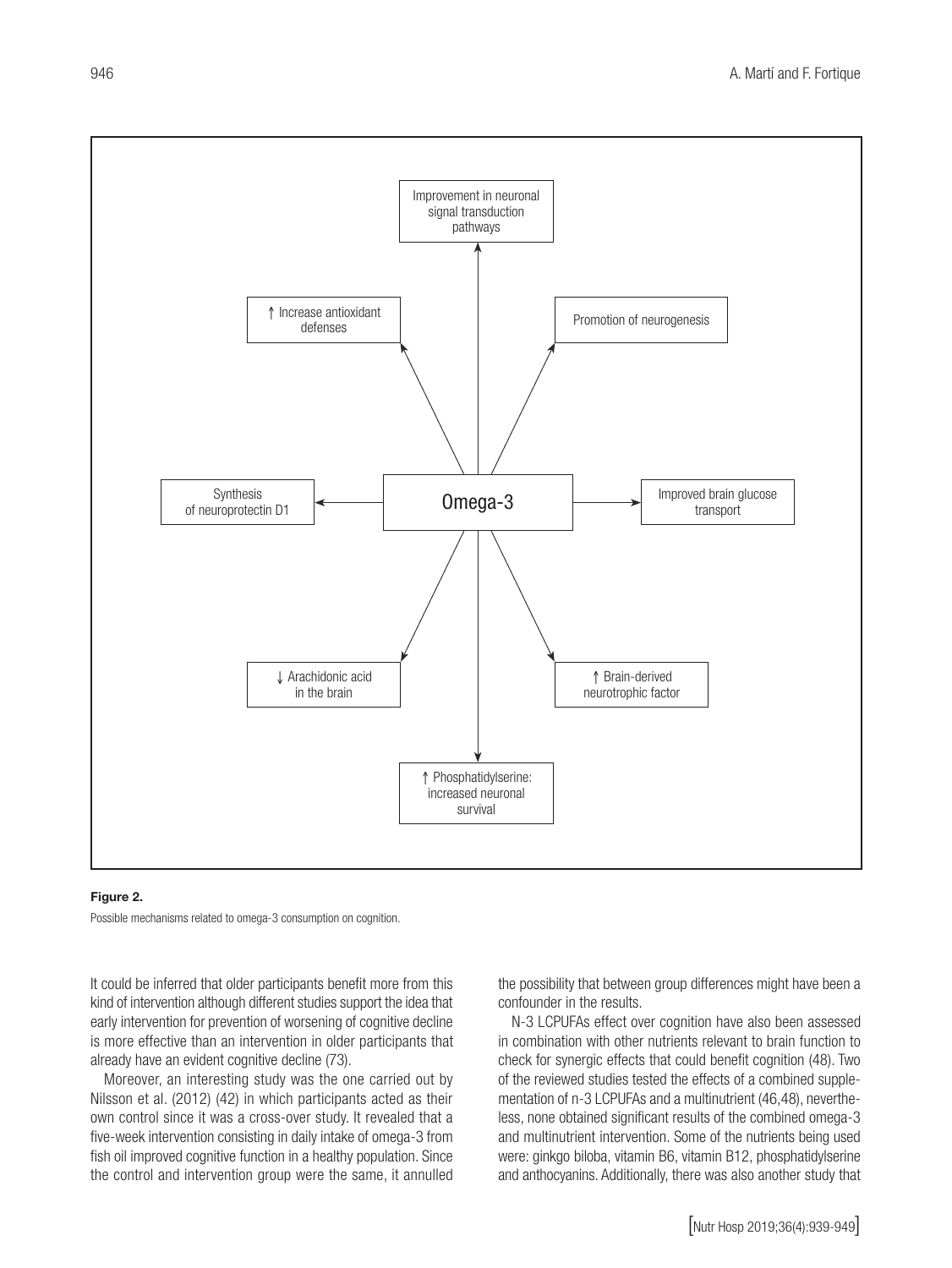Improvement in neuronal signal transduction pathways

↑ Increase antioxidant defenses

Promotion of neurogenesis

Synthesis of neuroprotectin D1

Omega-3

Improved brain glucose transport

↓ Arachidonic acid in the brain

↑ Brain-derived neurotrophic factor

↑ Phosphatidylserine: increased neuronal survival

**Figure 2.**

Possible mechanisms related to omega-3 consumption on cognition.

It could be inferred that older participants benefit more from this kind of intervention although different studies support the idea that early intervention for prevention of worsening of cognitive decline is more effective than an intervention in older participants that already have an evident cognitive decline (73).

Moreover, an interesting study was the one carried out by Nilsson et al. (2012) (42) in which participants acted as their own control since it was a cross-over study. It revealed that a five-week intervention consisting in daily intake of omega-3 from fish oil improved cognitive function in a healthy population. Since the control and intervention group were the same, it annulled the possibility that between group differences might have been a confounder in the results.

N-3 LCPUFAs effect over cognition have also been assessed in combination with other nutrients relevant to brain function to check for synergic effects that could benefit cognition (48). Two of the reviewed studies tested the effects of a combined supplementation of n-3 LCPUFAs and a multinutrient (46,48), nevertheless, none obtained significant results of the combined omega-3 and multinutrient intervention. Some of the nutrients being used were: ginkgo biloba, vitamin B6, vitamin B12, phosphatidylserine and anthocyanins. Additionally, there was also another study that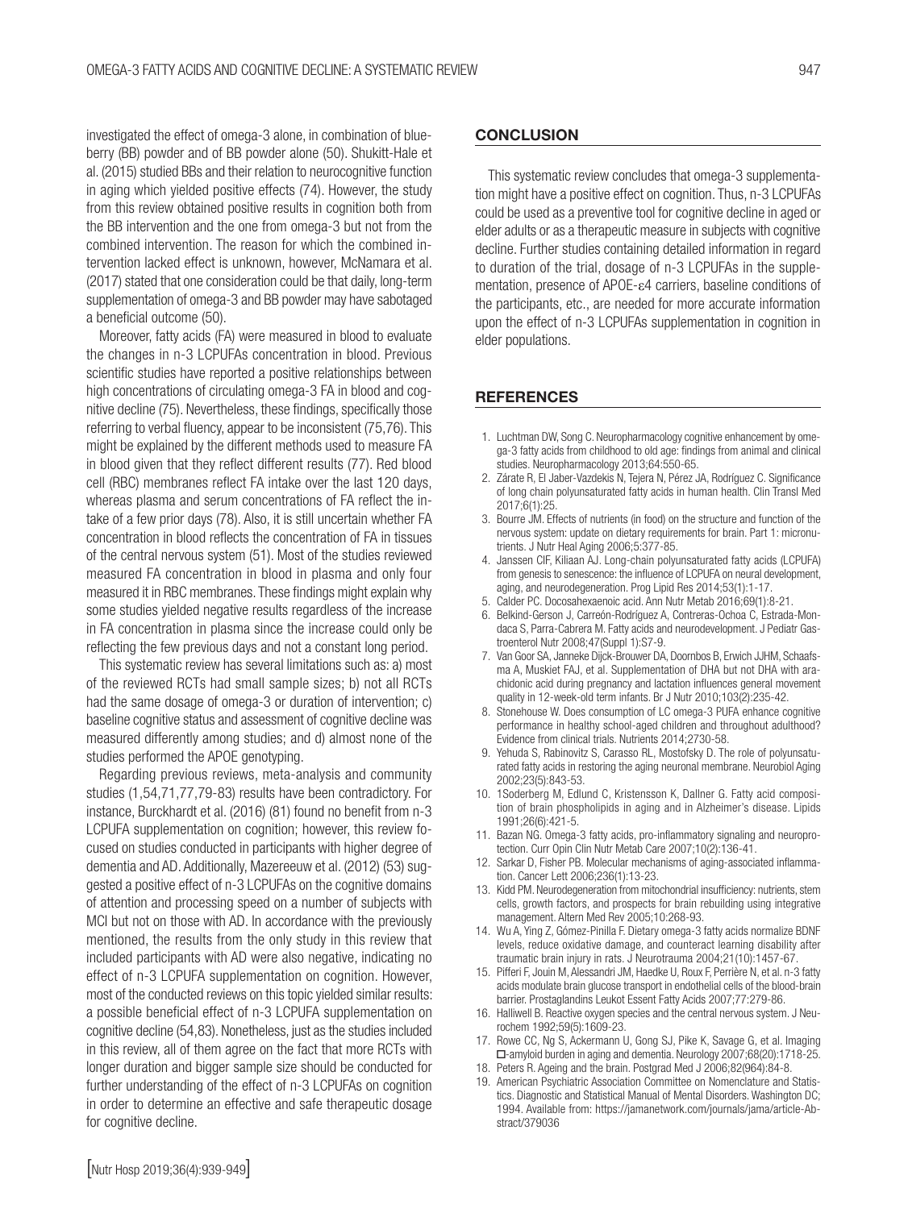investigated the effect of omega-3 alone, in combination of blueberry (BB) powder and of BB powder alone (50). Shukitt-Hale et al. (2015) studied BBs and their relation to neurocognitive function in aging which yielded positive effects (74). However, the study from this review obtained positive results in cognition both from the BB intervention and the one from omega-3 but not from the combined intervention. The reason for which the combined intervention lacked effect is unknown, however, McNamara et al. (2017) stated that one consideration could be that daily, long-term supplementation of omega-3 and BB powder may have sabotaged a beneficial outcome (50).

Moreover, fatty acids (FA) were measured in blood to evaluate the changes in n-3 LCPUFAs concentration in blood. Previous scientific studies have reported a positive relationships between high concentrations of circulating omega-3 FA in blood and cognitive decline (75). Nevertheless, these findings, specifically those referring to verbal fluency, appear to be inconsistent (75,76). This might be explained by the different methods used to measure FA in blood given that they reflect different results (77). Red blood cell (RBC) membranes reflect FA intake over the last 120 days, whereas plasma and serum concentrations of FA reflect the intake of a few prior days (78). Also, it is still uncertain whether FA concentration in blood reflects the concentration of FA in tissues of the central nervous system (51). Most of the studies reviewed measured FA concentration in blood in plasma and only four measured it in RBC membranes. These findings might explain why some studies yielded negative results regardless of the increase in FA concentration in plasma since the increase could only be reflecting the few previous days and not a constant long period.

This systematic review has several limitations such as: a) most of the reviewed RCTs had small sample sizes; b) not all RCTs had the same dosage of omega-3 or duration of intervention; c) baseline cognitive status and assessment of cognitive decline was measured differently among studies; and d) almost none of the studies performed the APOE genotyping.

Regarding previous reviews, meta-analysis and community studies (1,54,71,77,79-83) results have been contradictory. For instance, Burckhardt et al. (2016) (81) found no benefit from n-3 LCPUFA supplementation on cognition; however, this review focused on studies conducted in participants with higher degree of dementia and AD. Additionally, Mazereeuw et al. (2012) (53) suggested a positive effect of n-3 LCPUFAs on the cognitive domains of attention and processing speed on a number of subjects with MCI but not on those with AD. In accordance with the previously mentioned, the results from the only study in this review that included participants with AD were also negative, indicating no effect of n-3 LCPUFA supplementation on cognition. However, most of the conducted reviews on this topic yielded similar results: a possible beneficial effect of n-3 LCPUFA supplementation on cognitive decline (54,83). Nonetheless, just as the studies included in this review, all of them agree on the fact that more RCTs with longer duration and bigger sample size should be conducted for further understanding of the effect of n-3 LCPUFAs on cognition in order to determine an effective and safe therapeutic dosage for cognitive decline.

## CONCLUSION

This systematic review concludes that omega-3 supplementation might have a positive effect on cognition. Thus, n-3 LCPUFAs could be used as a preventive tool for cognitive decline in aged or elder adults or as a therapeutic measure in subjects with cognitive decline. Further studies containing detailed information in regard to duration of the trial, dosage of n-3 LCPUFAs in the supplementation, presence of APOE-ε4 carriers, baseline conditions of the participants, etc., are needed for more accurate information upon the effect of n-3 LCPUFAs supplementation in cognition in elder populations.

## REFERENCES

1. Luchtman DW, Song C. Neuropharmacology cognitive enhancement by omega-3 fatty acids from childhood to old age: findings from animal and clinical studies. Neuropharmacology 2013;64:550-65.
2. Zárate R, El Jaber-Vazdekis N, Tejera N, Pérez JA, Rodríguez C. Significance of long chain polyunsaturated fatty acids in human health. Clin Transl Med 2017;6(1):25.
3. Bourre JM. Effects of nutrients (in food) on the structure and function of the nervous system: update on dietary requirements for brain. Part 1: micronutrients. J Nutr Heal Aging 2006;5:377-85.
4. Janssen CIF, Kiliaan AJ. Long-chain polyunsaturated fatty acids (LCPUFA) from genesis to senescence: the influence of LCPUFA on neural development, aging, and neurodegeneration. Prog Lipid Res 2014;53(1):1-17.
5. Calder PC. Docosahexaenoic acid. Ann Nutr Metab 2016;69(1):8-21.
6. Belkind-Gerson J, Carreón-Rodríguez A, Contreras-Ochoa C, Estrada-Mondaca S, Parra-Cabrera M. Fatty acids and neurodevelopment. J Pediatr Gastroenterol Nutr 2008;47(Suppl 1):S7-9.
7. Van Goor SA, Janneke Dijck-Brouwer DA, Doornbos B, Erwich JJHM, Schaafsma A, Muskiet FAJ, et al. Supplementation of DHA but not DHA with arachidonic acid during pregnancy and lactation influences general movement quality in 12-week-old term infants. Br J Nutr 2010;103(2):235-42.
8. Stonehouse W. Does consumption of LC omega-3 PUFA enhance cognitive performance in healthy school-aged children and throughout adulthood? Evidence from clinical trials. Nutrients 2014;2730-58.
9. Yehuda S, Rabinovitz S, Carasso RL, Mostofsky D. The role of polyunsaturated fatty acids in restoring the aging neuronal membrane. Neurobiol Aging 2002;23(5):843-53.
10. 1Soderberg M, Edlund C, Kristensson K, Dallner G. Fatty acid composition of brain phospholipids in aging and in Alzheimer's disease. Lipids 1991;26(6):421-5.
11. Bazan NG. Omega-3 fatty acids, pro-inflammatory signaling and neuroprotection. Curr Opin Clin Nutr Metab Care 2007;10(2):136-41.
12. Sarkar D, Fisher PB. Molecular mechanisms of aging-associated inflammation. Cancer Lett 2006;236(1):13-23.
13. Kidd PM. Neurodegeneration from mitochondrial insufficiency: nutrients, stem cells, growth factors, and prospects for brain rebuilding using integrative management. Altern Med Rev 2005;10:268-93.
14. Wu A, Ying Z, Gómez-Pinilla F. Dietary omega-3 fatty acids normalize BDNF levels, reduce oxidative damage, and counteract learning disability after traumatic brain injury in rats. J Neurotrauma 2004;21(10):1457-67.
15. Pifferi F, Jouin M, Alessandri JM, Haedke U, Roux F, Perrière N, et al. n-3 fatty acids modulate brain glucose transport in endothelial cells of the blood-brain barrier. Prostaglandins Leukot Essent Fatty Acids 2007;77:279-86.
16. Halliwell B. Reactive oxygen species and the central nervous system. J Neurochem 1992;59(5):1609-23.
17. Rowe CC, Ng S, Ackermann U, Gong SJ, Pike K, Savage G, et al. Imaging □-amyloid burden in aging and dementia. Neurology 2007;68(20):1718-25.
18. Peters R. Ageing and the brain. Postgrad Med J 2006;82(964):84-8.
19. American Psychiatric Association Committee on Nomenclature and Statistics. Diagnostic and Statistical Manual of Mental Disorders. Washington DC; 1994. Available from: https://jamanetwork.com/journals/jama/article-Abstract/379036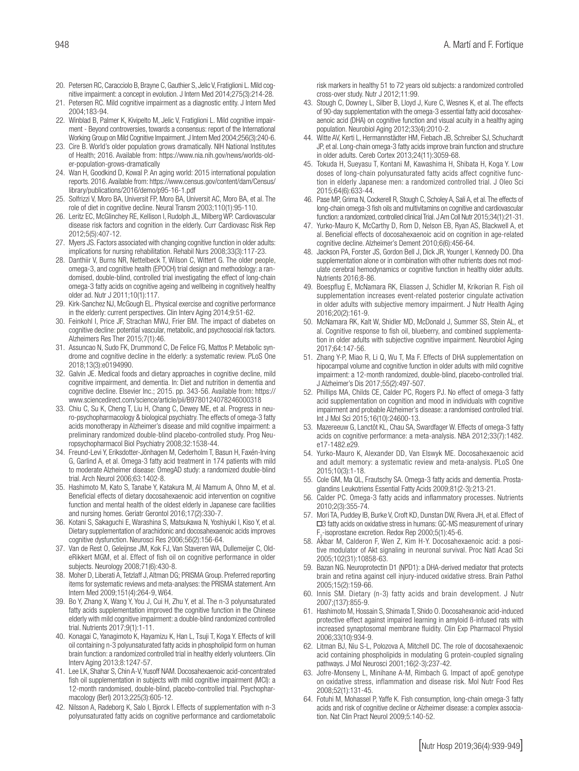20. Petersen RC, Caracciolo B, Brayne C, Gauthier S, Jelic V, Fratiglioni L. Mild cognitive impairment: a concept in evolution. J Intern Med 2014;275(3):214-28.
21. Petersen RC. Mild cognitive impairment as a diagnostic entity. J Intern Med 2004;183-94.
22. Winblad B, Palmer K, Kivipelto M, Jelic V, Fratiglioni L. Mild cognitive impairment - Beyond controversies, towards a consensus: report of the International Working Group on Mild Cognitive Impairment. J Intern Med 2004;256(3):240-6.
23. Cire B. World's older population grows dramatically. NIH National Institutes of Health; 2016. Available from: https://www.nia.nih.gov/news/worlds-older-population-grows-dramatically
24. Wan H, Goodkind D, Kowal P. An aging world: 2015 international population reports. 2016. Available from: https://www.census.gov/content/dam/Census/library/publications/2016/demo/p95-16-1.pdf
25. Solfrizzi V, Moro BA, Universit FP, Moro BA, Universit AC, Moro BA, et al. The role of diet in cognitive decline. Neural Transm 2003;110(1):95-110.
26. Leritz EC, McGlinchey RE, Kellison I, Rudolph JL, Milberg WP. Cardiovascular disease risk factors and cognition in the elderly. Curr Cardiovasc Risk Rep 2012;5(5):407-12.
27. Myers JS. Factors associated with changing cognitive function in older adults: implications for nursing rehabilitation. Rehabil Nurs 2008;33(3):117-23.
28. Danthiir V, Burns NR, Nettelbeck T, Wilson C, Wittert G. The older people, omega-3, and cognitive health (EPOCH) trial design and methodology: a randomised, double-blind, controlled trial investigating the effect of long-chain omega-3 fatty acids on cognitive ageing and wellbeing in cognitively healthy older ad. Nutr J 2011;10(1):117.
29. Kirk-Sanchez NJ, McGough EL. Physical exercise and cognitive performance in the elderly: current perspectives. Clin Interv Aging 2014;9:51-62.
30. Feinkohl I, Price JF, Strachan MWJ, Frier BM. The impact of diabetes on cognitive decline: potential vascular, metabolic, and psychosocial risk factors. Alzheimers Res Ther 2015;7(1):46.
31. Assuncao N, Sudo FK, Drummond C, De Felice FG, Mattos P. Metabolic syndrome and cognitive decline in the elderly: a systematic review. PLoS One 2018;13(3):e0194990.
32. Galvin JE. Medical foods and dietary approaches in cognitive decline, mild cognitive impairment, and dementia. In: Diet and nutrition in dementia and cognitive decline. Elsevier Inc.; 2015. pp. 343-56. Available from: https://www.sciencedirect.com/science/article/pii/B9780124078246000318
33. Chiu C, Su K, Cheng T, Liu H, Chang C, Dewey ME, et al. Progress in neuro-psychopharmacology & biological psychiatry. The effects of omega-3 fatty acids monotherapy in Alzheimer's disease and mild cognitive impairment: a preliminary randomized double-blind placebo-controlled study. Prog Neuropsychopharmacol Biol Psychiatry 2008;32:1538-44.
34. Freund-Levi Y, Eriksdotter-Jönhagen M, Cederholm T, Basun H, Faxén-Irving G, Garlind A, et al. Omega-3 fatty acid treatment in 174 patients with mild to moderate Alzheimer disease: OmegAD study: a randomized double-blind trial. Arch Neurol 2006;63:1402-8.
35. Hashimoto M, Kato S, Tanabe Y, Katakura M, Al Mamum A, Ohno M, et al. Beneficial effects of dietary docosahexaenoic acid intervention on cognitive function and mental health of the oldest elderly in Japanese care facilities and nursing homes. Geriatr Gerontol 2016;17(2):330-7.
36. Kotani S, Sakaguchi E, Warashina S, Matsukawa N, Yoshiyuki I, Kiso Y, et al. Dietary supplementation of arachidonic and docosahexaenoic acids improves cognitive dysfunction. Neurosci Res 2006;56(2):156-64.
37. Van de Rest O, Geleijnse JM, Kok FJ, Van Staveren WA, Dullemeijer C, OldeRikkert MGM, et al. Effect of fish oil on cognitive performance in older subjects. Neurology 2008;71(6):430-8.
38. Moher D, Liberati A, Tetzlaff J, Altman DG; PRISMA Group. Preferred reporting items for systematic reviews and meta-analyses: the PRISMA statement. Ann Intern Med 2009;151(4):264-9, W64.
39. Bo Y, Zhang X, Wang Y, You J, Cui H, Zhu Y, et al. The n-3 polyunsaturated fatty acids supplementation improved the cognitive function in the Chinese elderly with mild cognitive impairment: a double-blind randomized controlled trial. Nutrients 2017;9(1):1-11.
40. Konagai C, Yanagimoto K, Hayamizu K, Han L, Tsuji T, Koga Y. Effects of krill oil containing n-3 polyunsaturated fatty acids in phospholipid form on human brain function: a randomized controlled trial in healthy elderly volunteers. Clin Interv Aging 2013;8:1247-57.
41. Lee LK, Shahar S, Chin A-V, Yusoff NAM. Docosahexaenoic acid-concentrated fish oil supplementation in subjects with mild cognitive impairment (MCI): a 12-month randomised, double-blind, placebo-controlled trial. Psychopharmacology (Berl) 2013;225(3):605-12.
42. Nilsson A, Radeborg K, Salo I, Bjorck I. Effects of supplementation with n-3 polyunsaturated fatty acids on cognitive performance and cardiometabolic risk markers in healthy 51 to 72 years old subjects: a randomized controlled cross-over study. Nutr J 2012;11:99.
43. Stough C, Downey L, Silber B, Lloyd J, Kure C, Wesnes K, et al. The effects of 90-day supplementation with the omega-3 essential fatty acid docosahexaenoic acid (DHA) on cognitive function and visual acuity in a healthy aging population. Neurobiol Aging 2012;33(4):2010-2.
44. Witte AV, Kerti L, Hermannstädter HM, Fiebach JB, Schreiber SJ, Schuchardt JP, et al. Long-chain omega-3 fatty acids improve brain function and structure in older adults. Cereb Cortex 2013;24(11):3059-68.
45. Tokuda H, Sueyasu T, Kontani M, Kawashima H, Shibata H, Koga Y. Low doses of long-chain polyunsaturated fatty acids affect cognitive function in elderly Japanese men: a randomized controlled trial. J Oleo Sci 2015;64(6):633-44.
46. Pase MP, Grima N, Cockerell R, Stough C, Scholey A, Sali A, et al. The effects of long-chain omega-3 fish oils and multivitamins on cognitive and cardiovascular function: a randomized, controlled clinical Trial. J Am Coll Nutr 2015;34(1):21-31.
47. Yurko-Mauro K, McCarthy D, Rom D, Nelson EB, Ryan AS, Blackwell A, et al. Beneficial effects of docosahexaenoic acid on cognition in age-related cognitive decline. Alzheimer's Dement 2010;6(6):456-64.
48. Jackson PA, Forster JS, Gordon Bell J, Dick JR, Younger I, Kennedy DO. Dha supplementation alone or in combination with other nutrients does not modulate cerebral hemodynamics or cognitive function in healthy older adults. Nutrients 2016;8-86.
49. Boespflug E, McNamara RK, Eliassen J, Schidler M, Krikorian R. Fish oil supplementation increases event-related posterior cingulate activation in older adults with subjective memory impairment. J Nutr Health Aging 2016;20(2):161-9.
50. McNamara RK, Kalt W, Shidler MD, McDonald J, Summer SS, Stein AL, et al. Cognitive response to fish oil, blueberry, and combined supplementation in older adults with subjective cognitive impairment. Neurobiol Aging 2017;64:147-56.
51. Zhang Y-P, Miao R, Li Q, Wu T, Ma F. Effects of DHA supplementation on hipocampal volume and cognitive function in older adults with mild cognitive impairment: a 12-month randomized, double-blind, placebo-controlled trial. J Alzheimer's Dis 2017;55(2):497-507.
52. Phillips MA, Childs CE, Calder PC, Rogers PJ. No effect of omega-3 fatty acid supplementation on cognition and mood in individuals with cognitive impairment and probable Alzheimer's disease: a randomised controlled trial. Int J Mol Sci 2015;16(10):24600-13.
53. Mazereeuw G, Lanctôt KL, Chau SA, Swardfager W. Effects of omega-3 fatty acids on cognitive performance: a meta-analysis. NBA 2012;33(7):1482.e17-1482.e29.
54. Yurko-Mauro K, Alexander DD, Van Elswyk ME. Docosahexaenoic acid and adult memory: a systematic review and meta-analysis. PLoS One 2015;10(3):1-18.
55. Cole GM, Ma QL, Frautschy SA. Omega-3 fatty acids and dementia. Prostaglandins Leukotriens Essential Fatty Acids 2009;81(2-3):213-21.
56. Calder PC. Omega-3 fatty acids and inflammatory processes. Nutrients 2010;2(3):355-74.
57. Mori TA, Puddey IB, Burke V, Croft KD, Dunstan DW, Rivera JH, et al. Effect of □3 fatty acids on oxidative stress in humans: GC-MS measurement of urinary $F_2$-isoprostane excretion. Redox Rep 2000;5(1):45-6.
58. Akbar M, Calderon F, Wen Z, Kim H-Y. Docosahexaenoic acid: a positive modulator of Akt signaling in neuronal survival. Proc Natl Acad Sci 2005;102(31):10858-63.
59. Bazan NG. Neuroprotectin D1 (NPD1): a DHA-derived mediator that protects brain and retina against cell injury-induced oxidative stress. Brain Pathol 2005;15(2):159-66.
60. Innis SM. Dietary (n-3) fatty acids and brain development. J Nutr 2007;(137):855-9.
61. Hashimoto M, Hossain S, Shimada T, Shido O. Docosahexanoic acid-induced protective effect against impaired learning in amyloid ß-infused rats with increased synaptosomal membrane fluidity. Clin Exp Pharmacol Physiol 2006;33(10):934-9.
62. Litman BJ, Niu S-L, Polozova A, Mitchell DC. The role of docosahexaenoic acid containing phospholipids in modulating G protein-coupled signaling pathways. J Mol Neurosci 2001;16(2-3):237-42.
63. Jofre-Monseny L, Minihane A-M, Rimbach G. Impact of apoE genotype on oxidative stress, inflammation and disease risk. Mol Nutr Food Res 2008;52(1):131-45.
64. Fotuhi M, Mohassel P, Yaffe K. Fish consumption, long-chain omega-3 fatty acids and risk of cognitive decline or Alzheimer disease: a complex association. Nat Clin Pract Neurol 2009;5:140-52.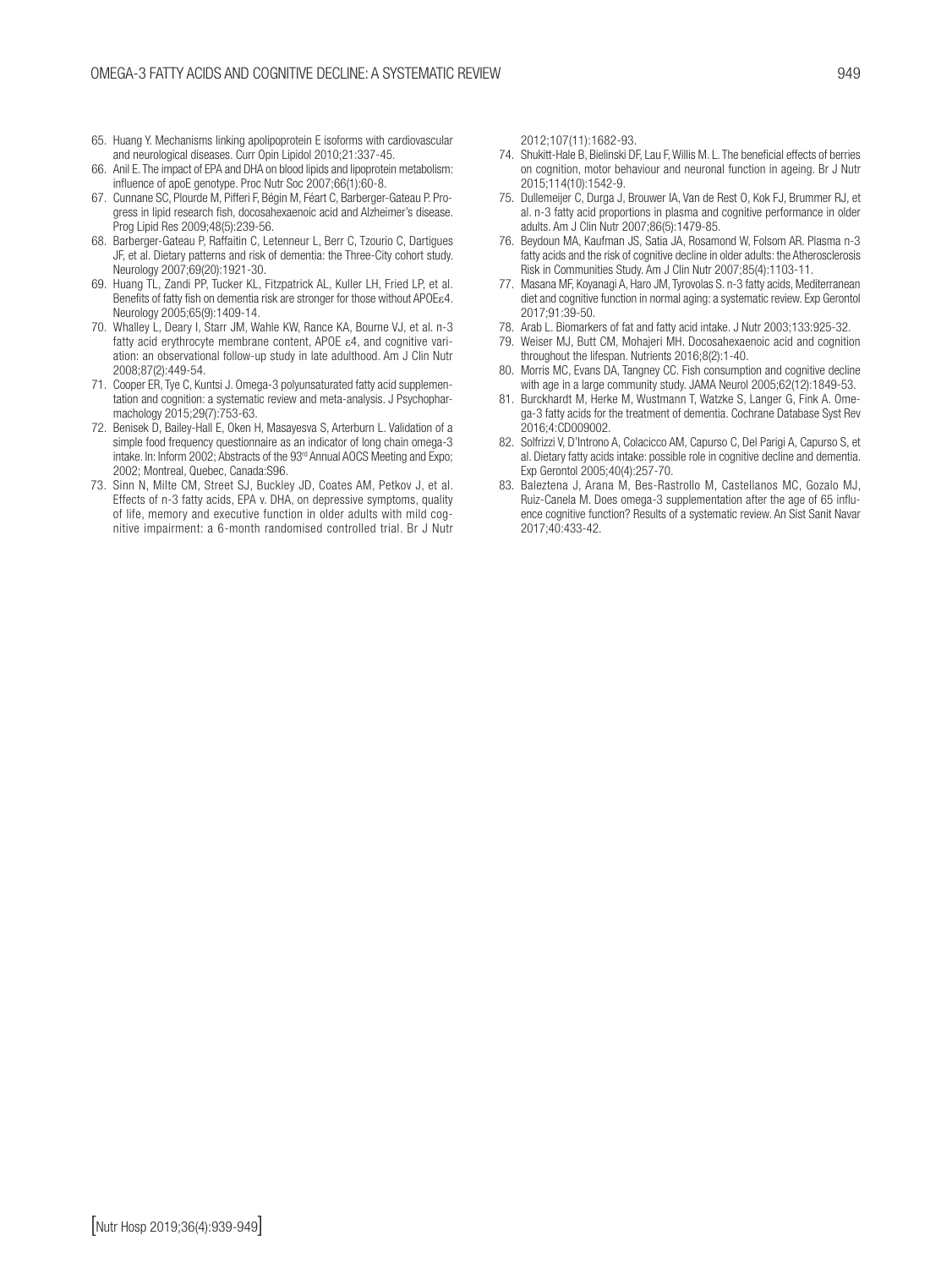65. Huang Y. Mechanisms linking apolipoprotein E isoforms with cardiovascular and neurological diseases. Curr Opin Lipidol 2010;21:337-45.
66. Anil E. The impact of EPA and DHA on blood lipids and lipoprotein metabolism: influence of apoE genotype. Proc Nutr Soc 2007;66(1):60-8.
67. Cunnane SC, Plourde M, Pifferi F, Bégin M, Féart C, Barberger-Gateau P. Progress in lipid research fish, docosahexaenoic acid and Alzheimer's disease. Prog Lipid Res 2009;48(5):239-56.
68. Barberger-Gateau P, Raffaitin C, Letenneur L, Berr C, Tzourio C, Dartigues JF, et al. Dietary patterns and risk of dementia: the Three-City cohort study. Neurology 2007;69(20):1921-30.
69. Huang TL, Zandi PP, Tucker KL, Fitzpatrick AL, Kuller LH, Fried LP, et al. Benefits of fatty fish on dementia risk are stronger for those without APOEε4. Neurology 2005;65(9):1409-14.
70. Whalley L, Deary I, Starr JM, Wahle KW, Rance KA, Bourne VJ, et al. n-3 fatty acid erythrocyte membrane content, APOE ε4, and cognitive variation: an observational follow-up study in late adulthood. Am J Clin Nutr 2008;87(2):449-54.
71. Cooper ER, Tye C, Kuntsi J. Omega-3 polyunsaturated fatty acid supplementation and cognition: a systematic review and meta-analysis. J Psychopharmachology 2015;29(7):753-63.
72. Benisek D, Bailey-Hall E, Oken H, Masayesva S, Arterburn L. Validation of a simple food frequency questionnaire as an indicator of long chain omega-3 intake. In: Inform 2002; Abstracts of the 93rd Annual AOCS Meeting and Expo; 2002; Montreal, Quebec, Canada:S96.
73. Sinn N, Milte CM, Street SJ, Buckley JD, Coates AM, Petkov J, et al. Effects of n-3 fatty acids, EPA v. DHA, on depressive symptoms, quality of life, memory and executive function in older adults with mild cognitive impairment: a 6-month randomised controlled trial. Br J Nutr 2012;107(11):1682-93.
74. Shukitt-Hale B, Bielinski DF, Lau F, Willis M. L. The beneficial effects of berries on cognition, motor behaviour and neuronal function in ageing. Br J Nutr 2015;114(10):1542-9.
75. Dullemeijer C, Durga J, Brouwer IA, Van de Rest O, Kok FJ, Brummer RJ, et al. n-3 fatty acid proportions in plasma and cognitive performance in older adults. Am J Clin Nutr 2007;86(5):1479-85.
76. Beydoun MA, Kaufman JS, Satia JA, Rosamond W, Folsom AR. Plasma n-3 fatty acids and the risk of cognitive decline in older adults: the Atherosclerosis Risk in Communities Study. Am J Clin Nutr 2007;85(4):1103-11.
77. Masana MF, Koyanagi A, Haro JM, Tyrovolas S. n-3 fatty acids, Mediterranean diet and cognitive function in normal aging: a systematic review. Exp Gerontol 2017;91:39-50.
78. Arab L. Biomarkers of fat and fatty acid intake. J Nutr 2003;133:925-32.
79. Weiser MJ, Butt CM, Mohajeri MH. Docosahexaenoic acid and cognition throughout the lifespan. Nutrients 2016;8(2):1-40.
80. Morris MC, Evans DA, Tangney CC. Fish consumption and cognitive decline with age in a large community study. JAMA Neurol 2005;62(12):1849-53.
81. Burckhardt M, Herke M, Wustmann T, Watzke S, Langer G, Fink A. Omega-3 fatty acids for the treatment of dementia. Cochrane Database Syst Rev 2016;4:CD009002.
82. Solfrizzi V, D'Introno A, Colacicco AM, Capurso C, Del Parigi A, Capurso S, et al. Dietary fatty acids intake: possible role in cognitive decline and dementia. Exp Gerontol 2005;40(4):257-70.
83. Baleztena J, Arana M, Bes-Rastrollo M, Castellanos MC, Gozalo MJ, Ruiz-Canela M. Does omega-3 supplementation after the age of 65 influence cognitive function? Results of a systematic review. An Sist Sanit Navar 2017;40:433-42.